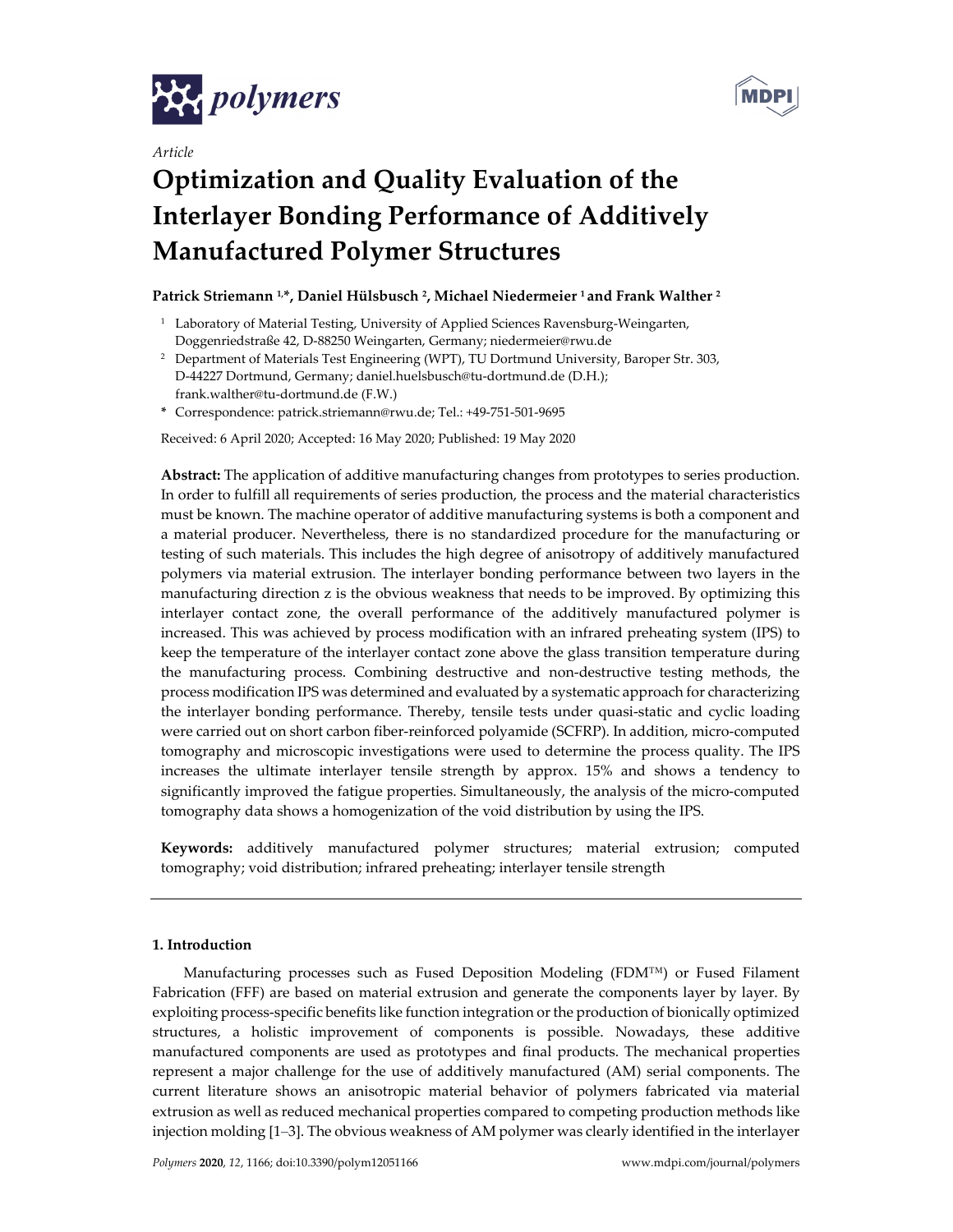*Article*

# Optimization and Quality Evaluation of the Interlayer Bonding Performance of Additively Manufactured Polymer Structures

**Patrick Striemann [1,*], Daniel Hülsbusch [2], Michael Niedermeier [1] and Frank Walther [2]**

[1] Laboratory of Material Testing, University of Applied Sciences Ravensburg-Weingarten, Doggenriedstraße 42, D-88250 Weingarten, Germany; niedermeier@rwu.de

[2] Department of Materials Test Engineering (WPT), TU Dortmund University, Baroper Str. 303, D-44227 Dortmund, Germany; daniel.huelsbusch@tu-dortmund.de (D.H.); frank.walther@tu-dortmund.de (F.W.)

* Correspondence: patrick.striemann@rwu.de; Tel.: +49-751-501-9695

Received: 6 April 2020; Accepted: 16 May 2020; Published: 19 May 2020

**Abstract:** The application of additive manufacturing changes from prototypes to series production. In order to fulfill all requirements of series production, the process and the material characteristics must be known. The machine operator of additive manufacturing systems is both a component and a material producer. Nevertheless, there is no standardized procedure for the manufacturing or testing of such materials. This includes the high degree of anisotropy of additively manufactured polymers via material extrusion. The interlayer bonding performance between two layers in the manufacturing direction z is the obvious weakness that needs to be improved. By optimizing this interlayer contact zone, the overall performance of the additively manufactured polymer is increased. This was achieved by process modification with an infrared preheating system (IPS) to keep the temperature of the interlayer contact zone above the glass transition temperature during the manufacturing process. Combining destructive and non-destructive testing methods, the process modification IPS was determined and evaluated by a systematic approach for characterizing the interlayer bonding performance. Thereby, tensile tests under quasi-static and cyclic loading were carried out on short carbon fiber-reinforced polyamide (SCFRP). In addition, micro-computed tomography and microscopic investigations were used to determine the process quality. The IPS increases the ultimate interlayer tensile strength by approx. 15% and shows a tendency to significantly improved the fatigue properties. Simultaneously, the analysis of the micro-computed tomography data shows a homogenization of the void distribution by using the IPS.

**Keywords:** additively manufactured polymer structures; material extrusion; computed tomography; void distribution; infrared preheating; interlayer tensile strength

## 1. Introduction

Manufacturing processes such as Fused Deposition Modeling (FDM™) or Fused Filament Fabrication (FFF) are based on material extrusion and generate the components layer by layer. By exploiting process-specific benefits like function integration or the production of bionically optimized structures, a holistic improvement of components is possible. Nowadays, these additive manufactured components are used as prototypes and final products. The mechanical properties represent a major challenge for the use of additively manufactured (AM) serial components. The current literature shows an anisotropic material behavior of polymers fabricated via material extrusion as well as reduced mechanical properties compared to competing production methods like injection molding [1–3]. The obvious weakness of AM polymer was clearly identified in the interlayer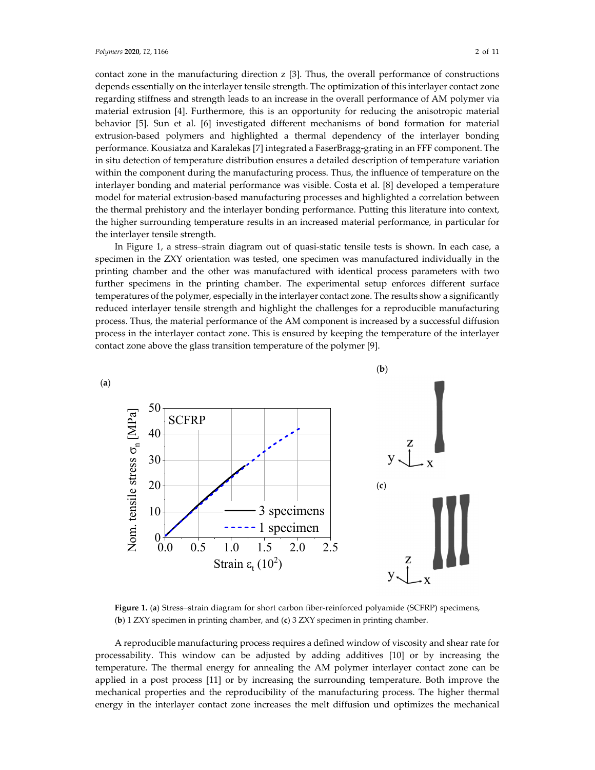contact zone in the manufacturing direction z [3]. Thus, the overall performance of constructions depends essentially on the interlayer tensile strength. The optimization of this interlayer contact zone regarding stiffness and strength leads to an increase in the overall performance of AM polymer via material extrusion [4]. Furthermore, this is an opportunity for reducing the anisotropic material behavior [5]. Sun et al. [6] investigated different mechanisms of bond formation for material extrusion-based polymers and highlighted a thermal dependency of the interlayer bonding performance. Kousiatza and Karalekas [7] integrated a FaserBragg-grating in an FFF component. The in situ detection of temperature distribution ensures a detailed description of temperature variation within the component during the manufacturing process. Thus, the influence of temperature on the interlayer bonding and material performance was visible. Costa et al. [8] developed a temperature model for material extrusion-based manufacturing processes and highlighted a correlation between the thermal prehistory and the interlayer bonding performance. Putting this literature into context, the higher surrounding temperature results in an increased material performance, in particular for the interlayer tensile strength.

In Figure 1, a stress–strain diagram out of quasi-static tensile tests is shown. In each case, a specimen in the ZXY orientation was tested, one specimen was manufactured individually in the printing chamber and the other was manufactured with identical process parameters with two further specimens in the printing chamber. The experimental setup enforces different surface temperatures of the polymer, especially in the interlayer contact zone. The results show a significantly reduced interlayer tensile strength and highlight the challenges for a reproducible manufacturing process. Thus, the material performance of the AM component is increased by a successful diffusion process in the interlayer contact zone. This is ensured by keeping the temperature of the interlayer contact zone above the glass transition temperature of the polymer [9].

**Figure 1.** (**a**) Stress–strain diagram for short carbon fiber-reinforced polyamide (SCFRP) specimens, (**b**) 1 ZXY specimen in printing chamber, and (**c**) 3 ZXY specimen in printing chamber.

A reproducible manufacturing process requires a defined window of viscosity and shear rate for processability. This window can be adjusted by adding additives [10] or by increasing the temperature. The thermal energy for annealing the AM polymer interlayer contact zone can be applied in a post process [11] or by increasing the surrounding temperature. Both improve the mechanical properties and the reproducibility of the manufacturing process. The higher thermal energy in the interlayer contact zone increases the melt diffusion und optimizes the mechanical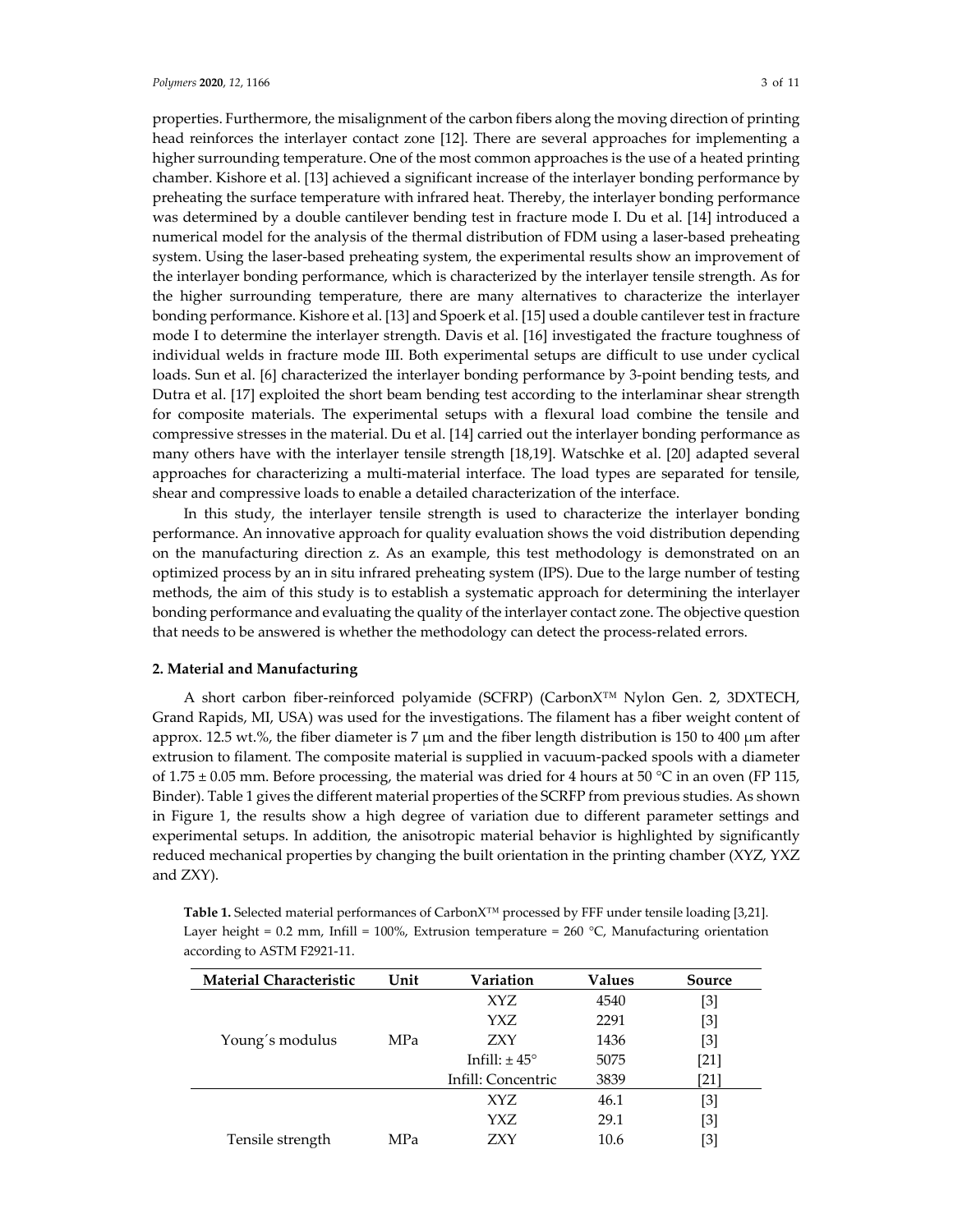properties. Furthermore, the misalignment of the carbon fibers along the moving direction of printing head reinforces the interlayer contact zone [12]. There are several approaches for implementing a higher surrounding temperature. One of the most common approaches is the use of a heated printing chamber. Kishore et al. [13] achieved a significant increase of the interlayer bonding performance by preheating the surface temperature with infrared heat. Thereby, the interlayer bonding performance was determined by a double cantilever bending test in fracture mode I. Du et al. [14] introduced a numerical model for the analysis of the thermal distribution of FDM using a laser-based preheating system. Using the laser-based preheating system, the experimental results show an improvement of the interlayer bonding performance, which is characterized by the interlayer tensile strength. As for the higher surrounding temperature, there are many alternatives to characterize the interlayer bonding performance. Kishore et al. [13] and Spoerk et al. [15] used a double cantilever test in fracture mode I to determine the interlayer strength. Davis et al. [16] investigated the fracture toughness of individual welds in fracture mode III. Both experimental setups are difficult to use under cyclical loads. Sun et al. [6] characterized the interlayer bonding performance by 3-point bending tests, and Dutra et al. [17] exploited the short beam bending test according to the interlaminar shear strength for composite materials. The experimental setups with a flexural load combine the tensile and compressive stresses in the material. Du et al. [14] carried out the interlayer bonding performance as many others have with the interlayer tensile strength [18,19]. Watschke et al. [20] adapted several approaches for characterizing a multi-material interface. The load types are separated for tensile, shear and compressive loads to enable a detailed characterization of the interface.

In this study, the interlayer tensile strength is used to characterize the interlayer bonding performance. An innovative approach for quality evaluation shows the void distribution depending on the manufacturing direction z. As an example, this test methodology is demonstrated on an optimized process by an in situ infrared preheating system (IPS). Due to the large number of testing methods, the aim of this study is to establish a systematic approach for determining the interlayer bonding performance and evaluating the quality of the interlayer contact zone. The objective question that needs to be answered is whether the methodology can detect the process-related errors.

## 2. Material and Manufacturing

A short carbon fiber-reinforced polyamide (SCFRP) (CarbonX™ Nylon Gen. 2, 3DXTECH, Grand Rapids, MI, USA) was used for the investigations. The filament has a fiber weight content of approx. 12.5 wt.%, the fiber diameter is 7 µm and the fiber length distribution is 150 to 400 µm after extrusion to filament. The composite material is supplied in vacuum-packed spools with a diameter of 1.75 ± 0.05 mm. Before processing, the material was dried for 4 hours at 50 °C in an oven (FP 115, Binder). Table 1 gives the different material properties of the SCRFP from previous studies. As shown in Figure 1, the results show a high degree of variation due to different parameter settings and experimental setups. In addition, the anisotropic material behavior is highlighted by significantly reduced mechanical properties by changing the built orientation in the printing chamber (XYZ, YXZ and ZXY).

**Table 1.** Selected material performances of CarbonX™ processed by FFF under tensile loading [3,21]. Layer height = 0.2 mm, Infill = 100%, Extrusion temperature = 260 °C, Manufacturing orientation according to ASTM F2921-11.

| Material Characteristic | Unit | Variation | Values | Source |
|---|---|---|---|---|
| Young´s modulus | MPa | XYZ | 4540 | [3] |
| | | YXZ | 2291 | [3] |
| | | ZXY | 1436 | [3] |
| | | Infill: ± 45° | 5075 | [21] |
| | | Infill: Concentric | 3839 | [21] |
| Tensile strength | MPa | XYZ | 46.1 | [3] |
| | | YXZ | 29.1 | [3] |
| | | ZXY | 10.6 | [3] |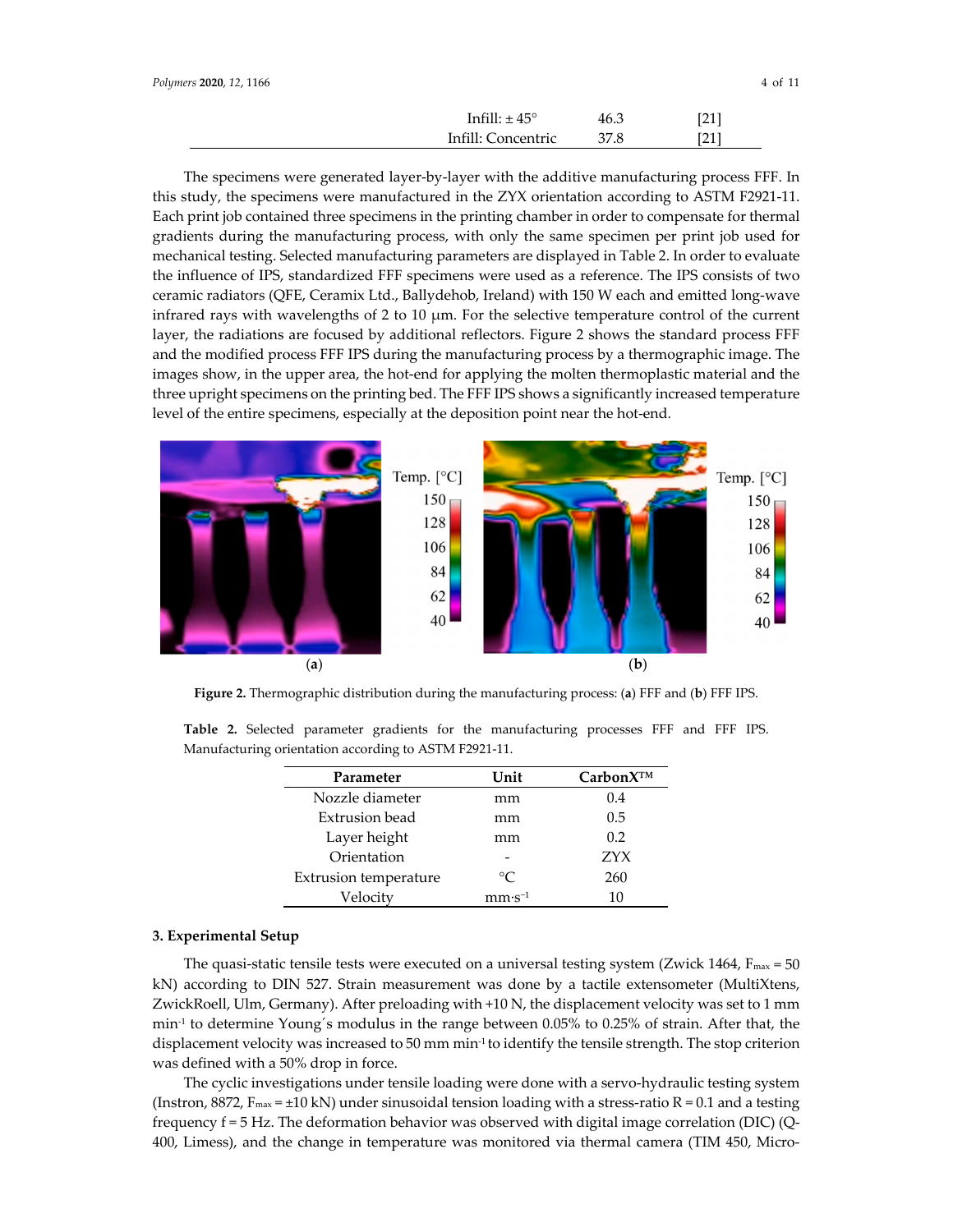| | | |
|---|---|---|
| Infill: ± 45° | 46.3 | [21] |
| Infill: Concentric | 37.8 | [21] |

The specimens were generated layer-by-layer with the additive manufacturing process FFF. In this study, the specimens were manufactured in the ZYX orientation according to ASTM F2921-11. Each print job contained three specimens in the printing chamber in order to compensate for thermal gradients during the manufacturing process, with only the same specimen per print job used for mechanical testing. Selected manufacturing parameters are displayed in Table 2. In order to evaluate the influence of IPS, standardized FFF specimens were used as a reference. The IPS consists of two ceramic radiators (QFE, Ceramix Ltd., Ballydehob, Ireland) with 150 W each and emitted long-wave infrared rays with wavelengths of 2 to 10 µm. For the selective temperature control of the current layer, the radiations are focused by additional reflectors. Figure 2 shows the standard process FFF and the modified process FFF IPS during the manufacturing process by a thermographic image. The images show, in the upper area, the hot-end for applying the molten thermoplastic material and the three upright specimens on the printing bed. The FFF IPS shows a significantly increased temperature level of the entire specimens, especially at the deposition point near the hot-end.

**Figure 2.** Thermographic distribution during the manufacturing process: (**a**) FFF and (**b**) FFF IPS.

**Table 2.** Selected parameter gradients for the manufacturing processes FFF and FFF IPS. Manufacturing orientation according to ASTM F2921-11.

| Parameter | Unit | CarbonX™ |
|---|---|---|
| Nozzle diameter | mm | 0.4 |
| Extrusion bead | mm | 0.5 |
| Layer height | mm | 0.2 |
| Orientation | - | ZYX |
| Extrusion temperature | °C | 260 |
| Velocity | $mm \cdot s^{-1}$ | 10 |

## 3. Experimental Setup

The quasi-static tensile tests were executed on a universal testing system (Zwick 1464, $F_{max} = 50$ kN) according to DIN 527. Strain measurement was done by a tactile extensometer (MultiXtens, ZwickRoell, Ulm, Germany). After preloading with +10 N, the displacement velocity was set to 1 mm $min^{-1}$ to determine Young´s modulus in the range between 0.05% to 0.25% of strain. After that, the displacement velocity was increased to 50 mm $min^{-1}$ to identify the tensile strength. The stop criterion was defined with a 50% drop in force.

The cyclic investigations under tensile loading were done with a servo-hydraulic testing system (Instron, 8872, $F_{max} = \pm 10$ kN) under sinusoidal tension loading with a stress-ratio $R = 0.1$ and a testing frequency $f = 5$ Hz. The deformation behavior was observed with digital image correlation (DIC) (Q-400, Limess), and the change in temperature was monitored via thermal camera (TIM 450, Micro-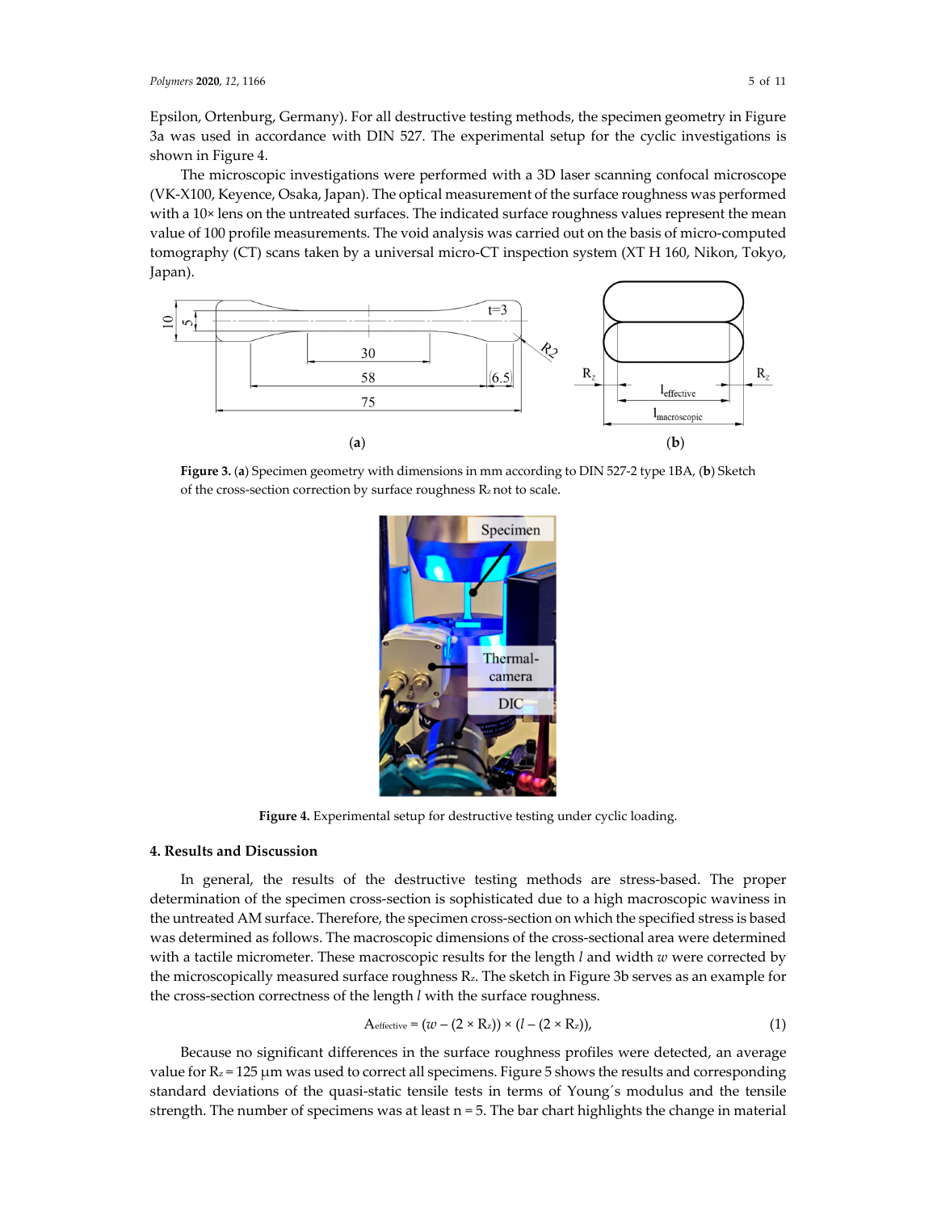Epsilon, Ortenburg, Germany). For all destructive testing methods, the specimen geometry in Figure 3a was used in accordance with DIN 527. The experimental setup for the cyclic investigations is shown in Figure 4.

The microscopic investigations were performed with a 3D laser scanning confocal microscope (VK-X100, Keyence, Osaka, Japan). The optical measurement of the surface roughness was performed with a 10× lens on the untreated surfaces. The indicated surface roughness values represent the mean value of 100 profile measurements. The void analysis was carried out on the basis of micro-computed tomography (CT) scans taken by a universal micro-CT inspection system (XT H 160, Nikon, Tokyo, Japan).

**Figure 3.** (**a**) Specimen geometry with dimensions in mm according to DIN 527-2 type 1BA, (**b**) Sketch of the cross-section correction by surface roughness $R_z$ not to scale.

**Figure 4.** Experimental setup for destructive testing under cyclic loading.

## 4. Results and Discussion

In general, the results of the destructive testing methods are stress-based. The proper determination of the specimen cross-section is sophisticated due to a high macroscopic waviness in the untreated AM surface. Therefore, the specimen cross-section on which the specified stress is based was determined as follows. The macroscopic dimensions of the cross-sectional area were determined with a tactile micrometer. These macroscopic results for the length $l$ and width $w$ were corrected by the microscopically measured surface roughness $R_z$. The sketch in Figure 3b serves as an example for the cross-section correctness of the length $l$ with the surface roughness.

$$A_{effective} = (w - (2 \times R_z)) \times (l - (2 \times R_z)), \tag{1}$$

Because no significant differences in the surface roughness profiles were detected, an average value for $R_z = 125$ µm was used to correct all specimens. Figure 5 shows the results and corresponding standard deviations of the quasi-static tensile tests in terms of Young´s modulus and the tensile strength. The number of specimens was at least n = 5. The bar chart highlights the change in material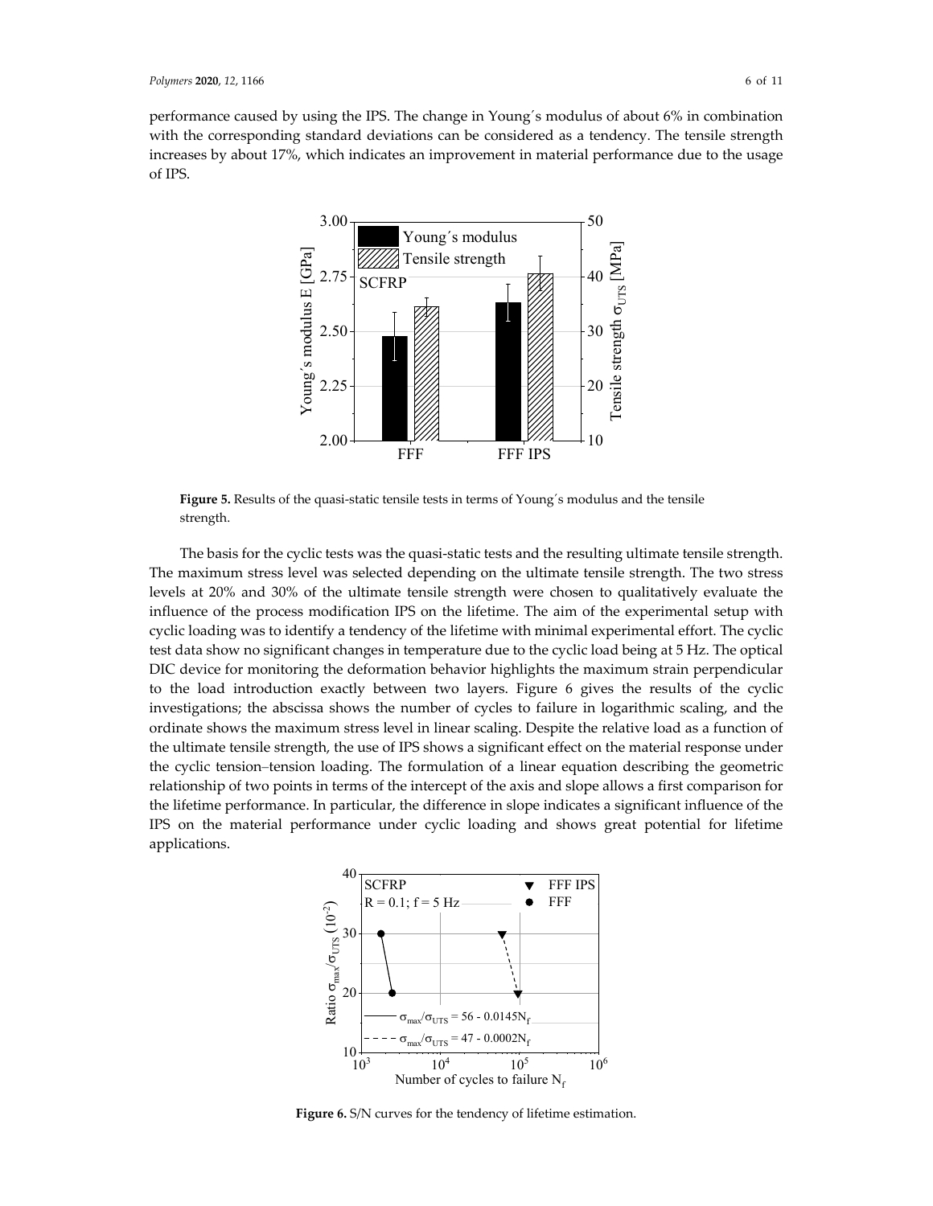performance caused by using the IPS. The change in Young´s modulus of about 6% in combination with the corresponding standard deviations can be considered as a tendency. The tensile strength increases by about 17%, which indicates an improvement in material performance due to the usage of IPS.

**Figure 5.** Results of the quasi-static tensile tests in terms of Young´s modulus and the tensile strength.

The basis for the cyclic tests was the quasi-static tests and the resulting ultimate tensile strength. The maximum stress level was selected depending on the ultimate tensile strength. The two stress levels at 20% and 30% of the ultimate tensile strength were chosen to qualitatively evaluate the influence of the process modification IPS on the lifetime. The aim of the experimental setup with cyclic loading was to identify a tendency of the lifetime with minimal experimental effort. The cyclic test data show no significant changes in temperature due to the cyclic load being at 5 Hz. The optical DIC device for monitoring the deformation behavior highlights the maximum strain perpendicular to the load introduction exactly between two layers. Figure 6 gives the results of the cyclic investigations; the abscissa shows the number of cycles to failure in logarithmic scaling, and the ordinate shows the maximum stress level in linear scaling. Despite the relative load as a function of the ultimate tensile strength, the use of IPS shows a significant effect on the material response under the cyclic tension–tension loading. The formulation of a linear equation describing the geometric relationship of two points in terms of the intercept of the axis and slope allows a first comparison for the lifetime performance. In particular, the difference in slope indicates a significant influence of the IPS on the material performance under cyclic loading and shows great potential for lifetime applications.

**Figure 6.** S/N curves for the tendency of lifetime estimation.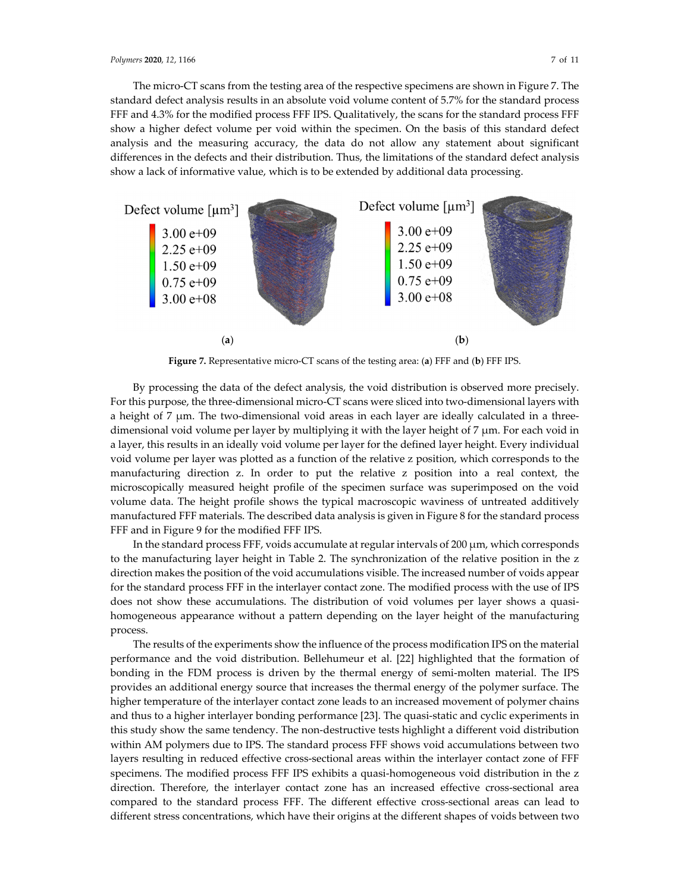The micro-CT scans from the testing area of the respective specimens are shown in Figure 7. The standard defect analysis results in an absolute void volume content of 5.7% for the standard process FFF and 4.3% for the modified process FFF IPS. Qualitatively, the scans for the standard process FFF show a higher defect volume per void within the specimen. On the basis of this standard defect analysis and the measuring accuracy, the data do not allow any statement about significant differences in the defects and their distribution. Thus, the limitations of the standard defect analysis show a lack of informative value, which is to be extended by additional data processing.

**Figure 7.** Representative micro-CT scans of the testing area: (**a**) FFF and (**b**) FFF IPS.

By processing the data of the defect analysis, the void distribution is observed more precisely. For this purpose, the three-dimensional micro-CT scans were sliced into two-dimensional layers with a height of 7 μm. The two-dimensional void areas in each layer are ideally calculated in a three-dimensional void volume per layer by multiplying it with the layer height of 7 μm. For each void in a layer, this results in an ideally void volume per layer for the defined layer height. Every individual void volume per layer was plotted as a function of the relative z position, which corresponds to the manufacturing direction z. In order to put the relative z position into a real context, the microscopically measured height profile of the specimen surface was superimposed on the void volume data. The height profile shows the typical macroscopic waviness of untreated additively manufactured FFF materials. The described data analysis is given in Figure 8 for the standard process FFF and in Figure 9 for the modified FFF IPS.

In the standard process FFF, voids accumulate at regular intervals of 200 μm, which corresponds to the manufacturing layer height in Table 2. The synchronization of the relative position in the z direction makes the position of the void accumulations visible. The increased number of voids appear for the standard process FFF in the interlayer contact zone. The modified process with the use of IPS does not show these accumulations. The distribution of void volumes per layer shows a quasi-homogeneous appearance without a pattern depending on the layer height of the manufacturing process.

The results of the experiments show the influence of the process modification IPS on the material performance and the void distribution. Bellehumeur et al. [22] highlighted that the formation of bonding in the FDM process is driven by the thermal energy of semi-molten material. The IPS provides an additional energy source that increases the thermal energy of the polymer surface. The higher temperature of the interlayer contact zone leads to an increased movement of polymer chains and thus to a higher interlayer bonding performance [23]. The quasi-static and cyclic experiments in this study show the same tendency. The non-destructive tests highlight a different void distribution within AM polymers due to IPS. The standard process FFF shows void accumulations between two layers resulting in reduced effective cross-sectional areas within the interlayer contact zone of FFF specimens. The modified process FFF IPS exhibits a quasi-homogeneous void distribution in the z direction. Therefore, the interlayer contact zone has an increased effective cross-sectional area compared to the standard process FFF. The different effective cross-sectional areas can lead to different stress concentrations, which have their origins at the different shapes of voids between two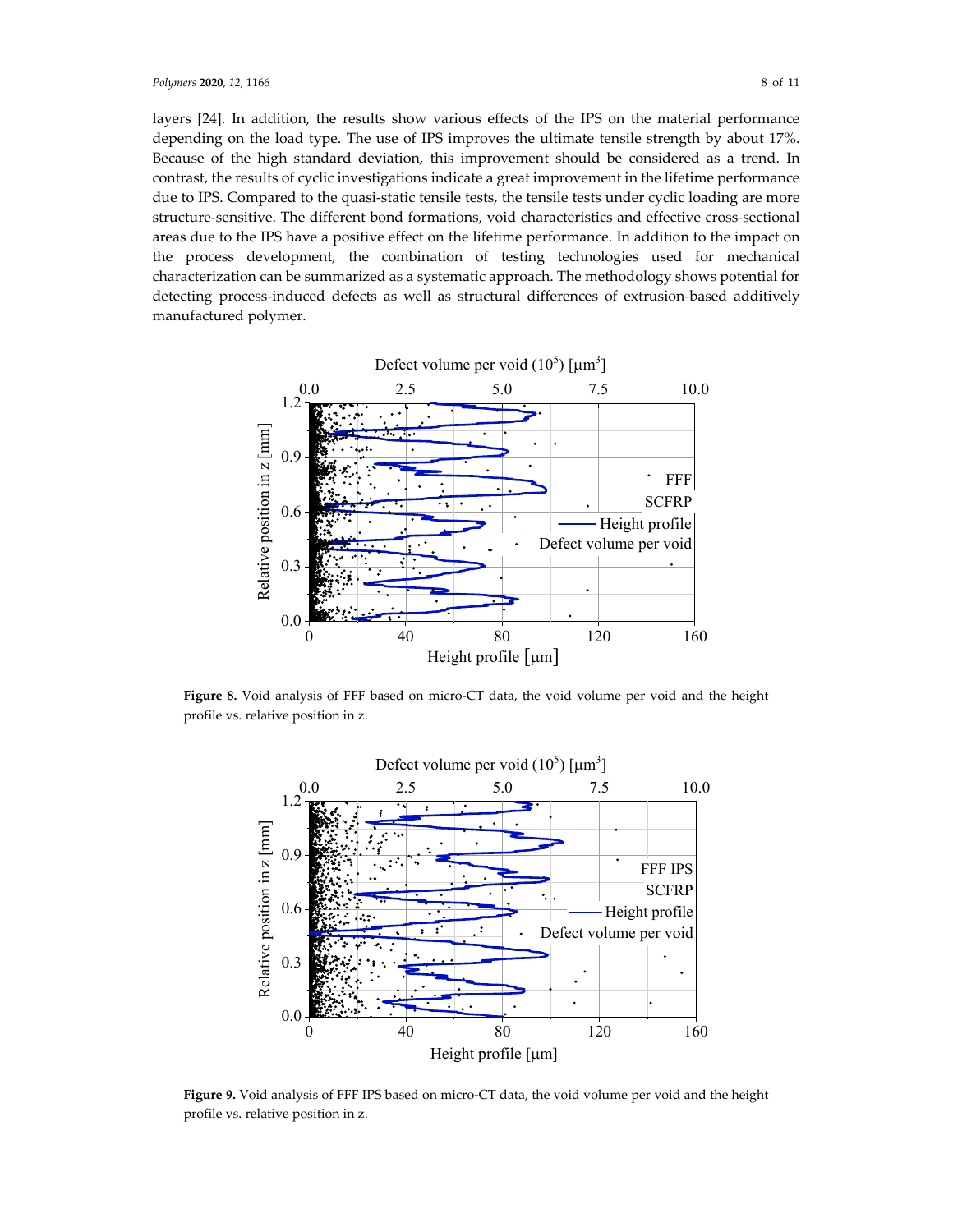layers [24]. In addition, the results show various effects of the IPS on the material performance depending on the load type. The use of IPS improves the ultimate tensile strength by about 17%. Because of the high standard deviation, this improvement should be considered as a trend. In contrast, the results of cyclic investigations indicate a great improvement in the lifetime performance due to IPS. Compared to the quasi-static tensile tests, the tensile tests under cyclic loading are more structure-sensitive. The different bond formations, void characteristics and effective cross-sectional areas due to the IPS have a positive effect on the lifetime performance. In addition to the impact on the process development, the combination of testing technologies used for mechanical characterization can be summarized as a systematic approach. The methodology shows potential for detecting process-induced defects as well as structural differences of extrusion-based additively manufactured polymer.

**Figure 8.** Void analysis of FFF based on micro-CT data, the void volume per void and the height profile vs. relative position in z.

**Figure 9.** Void analysis of FFF IPS based on micro-CT data, the void volume per void and the height profile vs. relative position in z.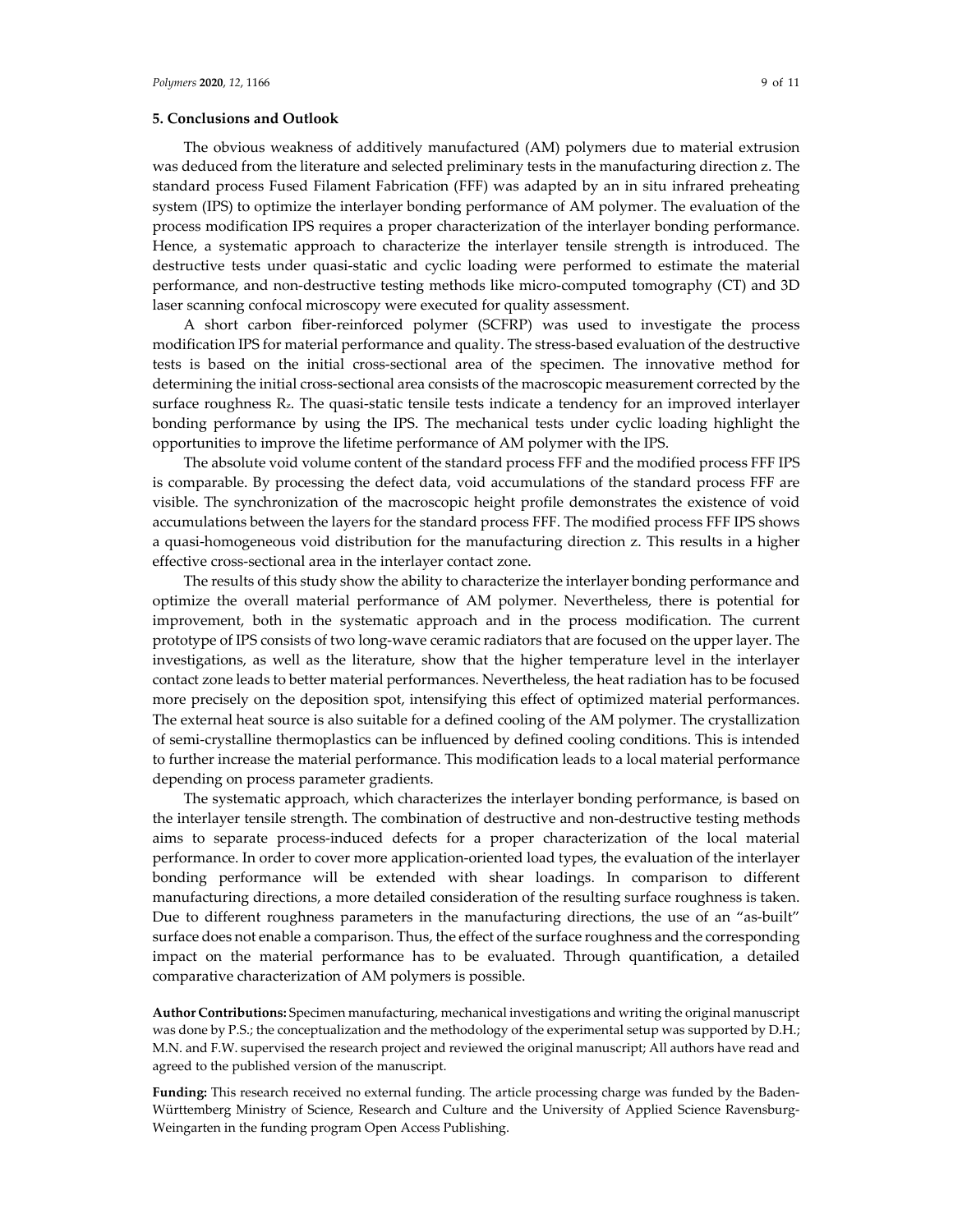## 5. Conclusions and Outlook

The obvious weakness of additively manufactured (AM) polymers due to material extrusion was deduced from the literature and selected preliminary tests in the manufacturing direction z. The standard process Fused Filament Fabrication (FFF) was adapted by an in situ infrared preheating system (IPS) to optimize the interlayer bonding performance of AM polymer. The evaluation of the process modification IPS requires a proper characterization of the interlayer bonding performance. Hence, a systematic approach to characterize the interlayer tensile strength is introduced. The destructive tests under quasi-static and cyclic loading were performed to estimate the material performance, and non-destructive testing methods like micro-computed tomography (CT) and 3D laser scanning confocal microscopy were executed for quality assessment.

A short carbon fiber-reinforced polymer (SCFRP) was used to investigate the process modification IPS for material performance and quality. The stress-based evaluation of the destructive tests is based on the initial cross-sectional area of the specimen. The innovative method for determining the initial cross-sectional area consists of the macroscopic measurement corrected by the surface roughness $R_z$. The quasi-static tensile tests indicate a tendency for an improved interlayer bonding performance by using the IPS. The mechanical tests under cyclic loading highlight the opportunities to improve the lifetime performance of AM polymer with the IPS.

The absolute void volume content of the standard process FFF and the modified process FFF IPS is comparable. By processing the defect data, void accumulations of the standard process FFF are visible. The synchronization of the macroscopic height profile demonstrates the existence of void accumulations between the layers for the standard process FFF. The modified process FFF IPS shows a quasi-homogeneous void distribution for the manufacturing direction z. This results in a higher effective cross-sectional area in the interlayer contact zone.

The results of this study show the ability to characterize the interlayer bonding performance and optimize the overall material performance of AM polymer. Nevertheless, there is potential for improvement, both in the systematic approach and in the process modification. The current prototype of IPS consists of two long-wave ceramic radiators that are focused on the upper layer. The investigations, as well as the literature, show that the higher temperature level in the interlayer contact zone leads to better material performances. Nevertheless, the heat radiation has to be focused more precisely on the deposition spot, intensifying this effect of optimized material performances. The external heat source is also suitable for a defined cooling of the AM polymer. The crystallization of semi-crystalline thermoplastics can be influenced by defined cooling conditions. This is intended to further increase the material performance. This modification leads to a local material performance depending on process parameter gradients.

The systematic approach, which characterizes the interlayer bonding performance, is based on the interlayer tensile strength. The combination of destructive and non-destructive testing methods aims to separate process-induced defects for a proper characterization of the local material performance. In order to cover more application-oriented load types, the evaluation of the interlayer bonding performance will be extended with shear loadings. In comparison to different manufacturing directions, a more detailed consideration of the resulting surface roughness is taken. Due to different roughness parameters in the manufacturing directions, the use of an "as-built" surface does not enable a comparison. Thus, the effect of the surface roughness and the corresponding impact on the material performance has to be evaluated. Through quantification, a detailed comparative characterization of AM polymers is possible.

**Author Contributions:** Specimen manufacturing, mechanical investigations and writing the original manuscript was done by P.S.; the conceptualization and the methodology of the experimental setup was supported by D.H.; M.N. and F.W. supervised the research project and reviewed the original manuscript; All authors have read and agreed to the published version of the manuscript.

**Funding:** This research received no external funding. The article processing charge was funded by the Baden-Württemberg Ministry of Science, Research and Culture and the University of Applied Science Ravensburg-Weingarten in the funding program Open Access Publishing.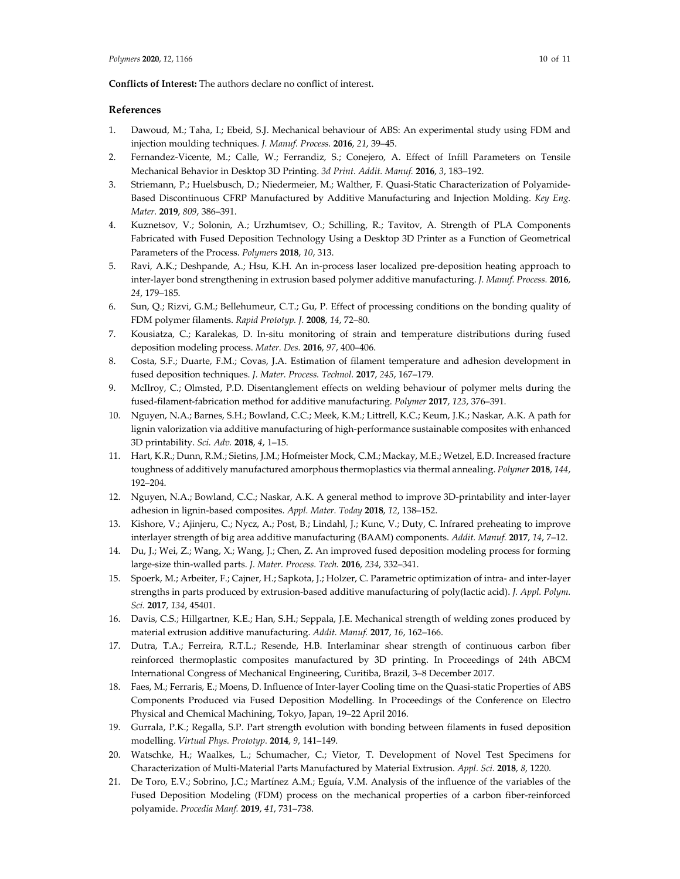**Conflicts of Interest:** The authors declare no conflict of interest.

## References

1. Dawoud, M.; Taha, I.; Ebeid, S.J. Mechanical behaviour of ABS: An experimental study using FDM and injection moulding techniques. *J. Manuf. Process.* **2016**, *21*, 39–45.
2. Fernandez-Vicente, M.; Calle, W.; Ferrandiz, S.; Conejero, A. Effect of Infill Parameters on Tensile Mechanical Behavior in Desktop 3D Printing. *3d Print. Addit. Manuf.* **2016**, *3*, 183–192.
3. Striemann, P.; Huelsbusch, D.; Niedermeier, M.; Walther, F. Quasi-Static Characterization of Polyamide-Based Discontinuous CFRP Manufactured by Additive Manufacturing and Injection Molding. *Key Eng. Mater.* **2019**, *809*, 386–391.
4. Kuznetsov, V.; Solonin, A.; Urzhumtsev, O.; Schilling, R.; Tavitov, A. Strength of PLA Components Fabricated with Fused Deposition Technology Using a Desktop 3D Printer as a Function of Geometrical Parameters of the Process. *Polymers* **2018**, *10*, 313.
5. Ravi, A.K.; Deshpande, A.; Hsu, K.H. An in-process laser localized pre-deposition heating approach to inter-layer bond strengthening in extrusion based polymer additive manufacturing. *J. Manuf. Process.* **2016**, *24*, 179–185.
6. Sun, Q.; Rizvi, G.M.; Bellehumeur, C.T.; Gu, P. Effect of processing conditions on the bonding quality of FDM polymer filaments. *Rapid Prototyp. J.* **2008**, *14*, 72–80.
7. Kousiatza, C.; Karalekas, D. In-situ monitoring of strain and temperature distributions during fused deposition modeling process. *Mater. Des.* **2016**, *97*, 400–406.
8. Costa, S.F.; Duarte, F.M.; Covas, J.A. Estimation of filament temperature and adhesion development in fused deposition techniques. *J. Mater. Process. Technol.* **2017**, *245*, 167–179.
9. McIlroy, C.; Olmsted, P.D. Disentanglement effects on welding behaviour of polymer melts during the fused-filament-fabrication method for additive manufacturing. *Polymer* **2017**, *123*, 376–391.
10. Nguyen, N.A.; Barnes, S.H.; Bowland, C.C.; Meek, K.M.; Littrell, K.C.; Keum, J.K.; Naskar, A.K. A path for lignin valorization via additive manufacturing of high-performance sustainable composites with enhanced 3D printability. *Sci. Adv.* **2018**, *4*, 1–15.
11. Hart, K.R.; Dunn, R.M.; Sietins, J.M.; Hofmeister Mock, C.M.; Mackay, M.E.; Wetzel, E.D. Increased fracture toughness of additively manufactured amorphous thermoplastics via thermal annealing. *Polymer* **2018**, *144*, 192–204.
12. Nguyen, N.A.; Bowland, C.C.; Naskar, A.K. A general method to improve 3D-printability and inter-layer adhesion in lignin-based composites. *Appl. Mater. Today* **2018**, *12*, 138–152.
13. Kishore, V.; Ajinjeru, C.; Nycz, A.; Post, B.; Lindahl, J.; Kunc, V.; Duty, C. Infrared preheating to improve interlayer strength of big area additive manufacturing (BAAM) components. *Addit. Manuf.* **2017**, *14*, 7–12.
14. Du, J.; Wei, Z.; Wang, X.; Wang, J.; Chen, Z. An improved fused deposition modeling process for forming large-size thin-walled parts. *J. Mater. Process. Tech.* **2016**, *234*, 332–341.
15. Spoerk, M.; Arbeiter, F.; Cajner, H.; Sapkota, J.; Holzer, C. Parametric optimization of intra- and inter-layer strengths in parts produced by extrusion-based additive manufacturing of poly(lactic acid). *J. Appl. Polym. Sci.* **2017**, *134*, 45401.
16. Davis, C.S.; Hillgartner, K.E.; Han, S.H.; Seppala, J.E. Mechanical strength of welding zones produced by material extrusion additive manufacturing. *Addit. Manuf.* **2017**, *16*, 162–166.
17. Dutra, T.A.; Ferreira, R.T.L.; Resende, H.B. Interlaminar shear strength of continuous carbon fiber reinforced thermoplastic composites manufactured by 3D printing. In Proceedings of 24th ABCM International Congress of Mechanical Engineering, Curitiba, Brazil, 3–8 December 2017.
18. Faes, M.; Ferraris, E.; Moens, D. Influence of Inter-layer Cooling time on the Quasi-static Properties of ABS Components Produced via Fused Deposition Modelling. In Proceedings of the Conference on Electro Physical and Chemical Machining, Tokyo, Japan, 19–22 April 2016.
19. Gurrala, P.K.; Regalla, S.P. Part strength evolution with bonding between filaments in fused deposition modelling. *Virtual Phys. Prototyp.* **2014**, *9*, 141–149.
20. Watschke, H.; Waalkes, L.; Schumacher, C.; Vietor, T. Development of Novel Test Specimens for Characterization of Multi-Material Parts Manufactured by Material Extrusion. *Appl. Sci.* **2018**, *8*, 1220.
21. De Toro, E.V.; Sobrino, J.C.; Martínez A.M.; Eguía, V.M. Analysis of the influence of the variables of the Fused Deposition Modeling (FDM) process on the mechanical properties of a carbon fiber-reinforced polyamide. *Procedia Manf.* **2019**, *41*, 731–738.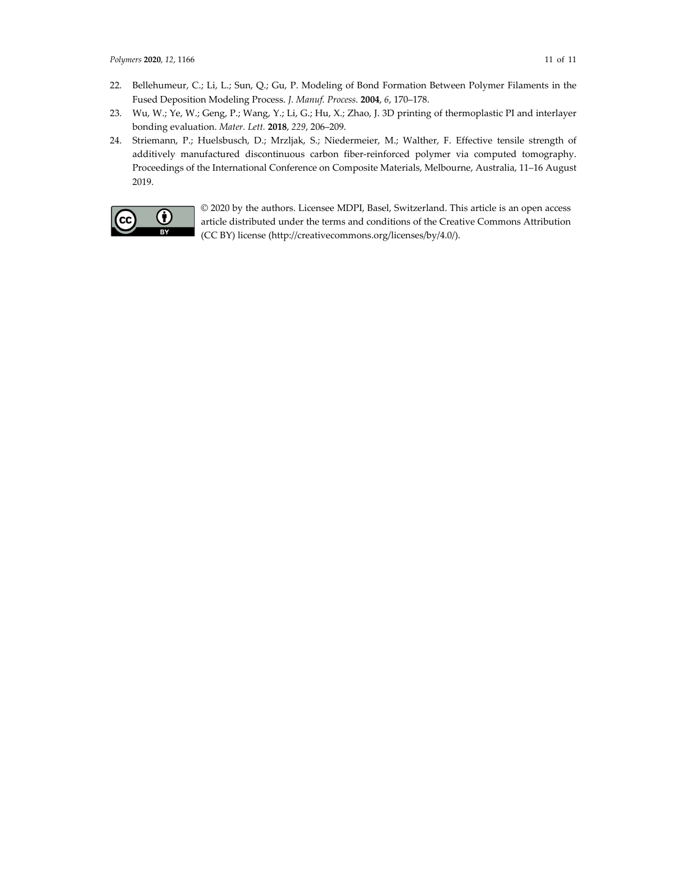22. Bellehumeur, C.; Li, L.; Sun, Q.; Gu, P. Modeling of Bond Formation Between Polymer Filaments in the Fused Deposition Modeling Process. *J. Manuf. Process.* **2004**, *6*, 170–178.
23. Wu, W.; Ye, W.; Geng, P.; Wang, Y.; Li, G.; Hu, X.; Zhao, J. 3D printing of thermoplastic PI and interlayer bonding evaluation. *Mater. Lett.* **2018**, *229*, 206–209.
24. Striemann, P.; Huelsbusch, D.; Mrzljak, S.; Niedermeier, M.; Walther, F. Effective tensile strength of additively manufactured discontinuous carbon fiber-reinforced polymer via computed tomography. Proceedings of the International Conference on Composite Materials, Melbourne, Australia, 11–16 August 2019.

© 2020 by the authors. Licensee MDPI, Basel, Switzerland. This article is an open access article distributed under the terms and conditions of the Creative Commons Attribution (CC BY) license (http://creativecommons.org/licenses/by/4.0/).